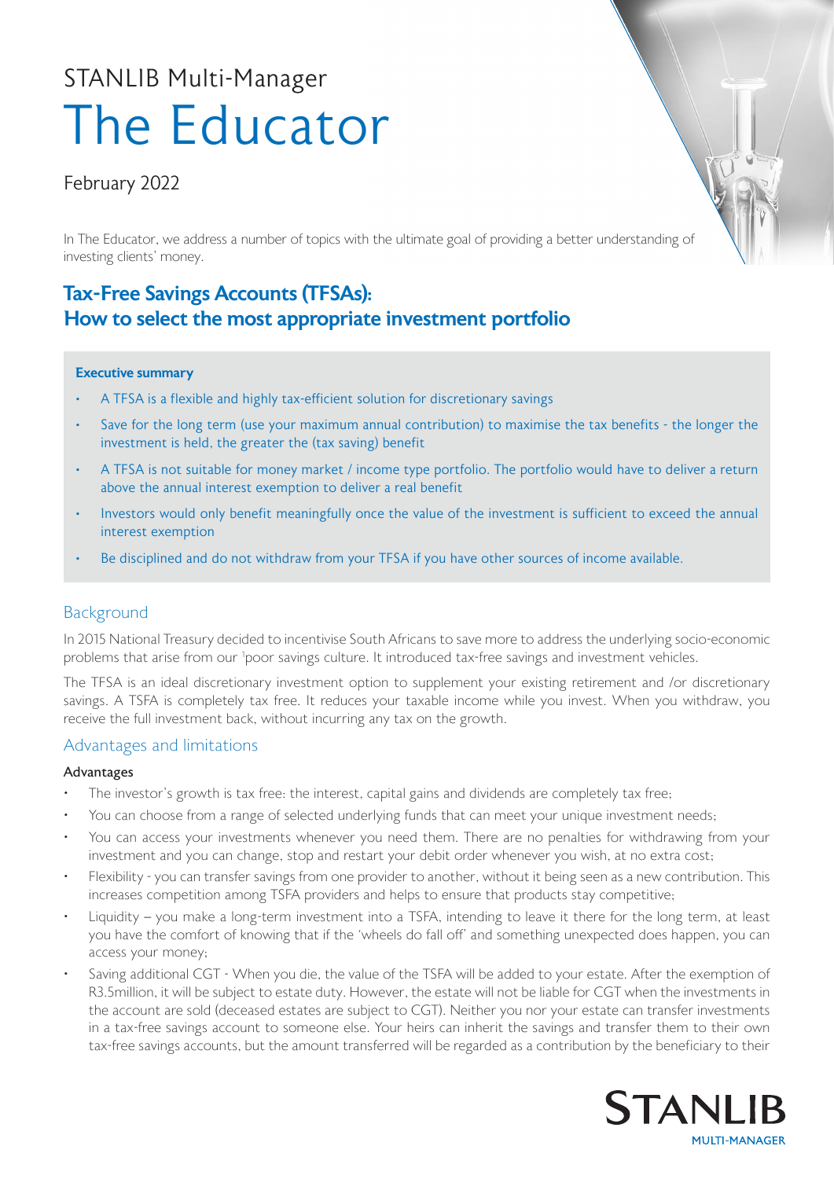STANLIB Multi-Manager

# The Educator

February 2022

In The Educator, we address a number of topics with the ultimate goal of providing a better understanding of investing clients' money.

## Tax-Free Savings Accounts (TFSAs): How to select the most appropriate investment portfolio

**Executive summary**

- A TFSA is a flexible and highly tax-efficient solution for discretionary savings
- Save for the long term (use your maximum annual contribution) to maximise the tax benefits - the longer the investment is held, the greater the (tax saving) benefit
- A TFSA is not suitable for money market / income type portfolio. The portfolio would have to deliver a return above the annual interest exemption to deliver a real benefit
- Investors would only benefit meaningfully once the value of the investment is sufficient to exceed the annual interest exemption
- Be disciplined and do not withdraw from your TFSA if you have other sources of income available.

### Background

In 2015 National Treasury decided to incentivise South Africans to save more to address the underlying socio-economic problems that arise from our [1]poor savings culture. It introduced tax-free savings and investment vehicles.

The TFSA is an ideal discretionary investment option to supplement your existing retirement and /or discretionary savings. A TSFA is completely tax free. It reduces your taxable income while you invest. When you withdraw, you receive the full investment back, without incurring any tax on the growth.

### Advantages and limitations

#### Advantages

- The investor's growth is tax free: the interest, capital gains and dividends are completely tax free;
- You can choose from a range of selected underlying funds that can meet your unique investment needs;
- You can access your investments whenever you need them. There are no penalties for withdrawing from your investment and you can change, stop and restart your debit order whenever you wish, at no extra cost;
- Flexibility - you can transfer savings from one provider to another, without it being seen as a new contribution. This increases competition among TSFA providers and helps to ensure that products stay competitive;
- Liquidity – you make a long-term investment into a TSFA, intending to leave it there for the long term, at least you have the comfort of knowing that if the 'wheels do fall off' and something unexpected does happen, you can access your money;
- Saving additional CGT - When you die, the value of the TSFA will be added to your estate. After the exemption of R3.5million, it will be subject to estate duty. However, the estate will not be liable for CGT when the investments in the account are sold (deceased estates are subject to CGT). Neither you nor your estate can transfer investments in a tax-free savings account to someone else. Your heirs can inherit the savings and transfer them to their own tax-free savings accounts, but the amount transferred will be regarded as a contribution by the beneficiary to their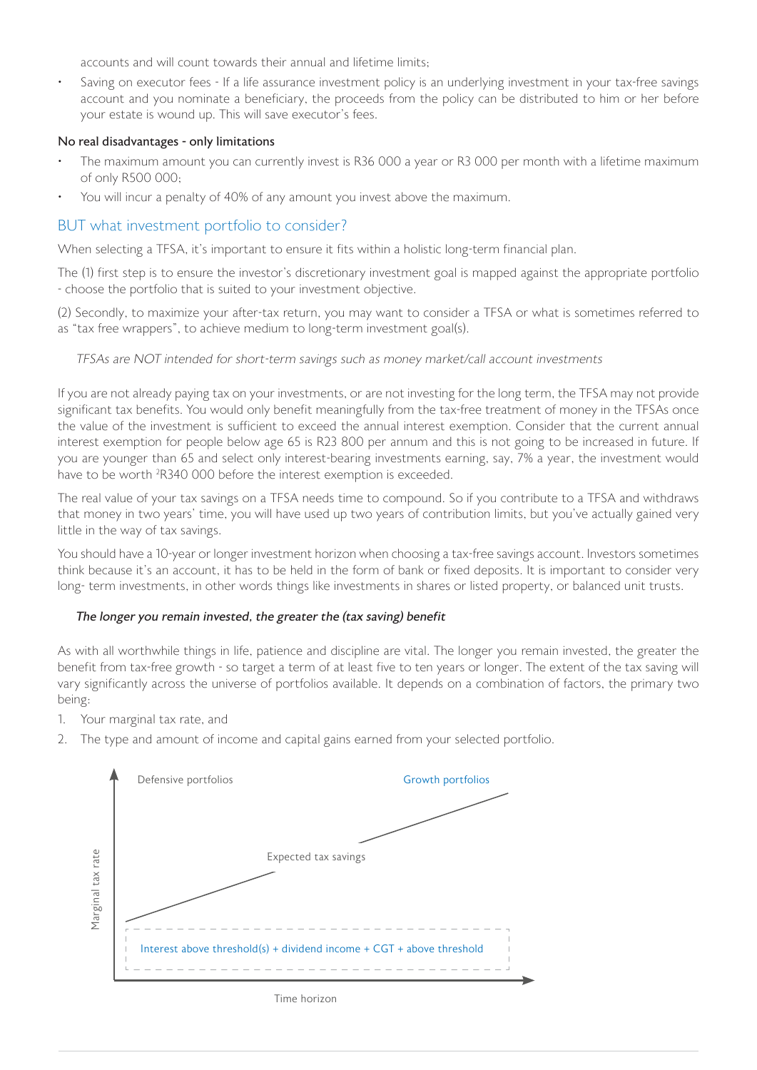accounts and will count towards their annual and lifetime limits;

- Saving on executor fees - If a life assurance investment policy is an underlying investment in your tax-free savings account and you nominate a beneficiary, the proceeds from the policy can be distributed to him or her before your estate is wound up. This will save executor's fees.

**No real disadvantages - only limitations**

- The maximum amount you can currently invest is R36 000 a year or R3 000 per month with a lifetime maximum of only R500 000;
- You will incur a penalty of 40% of any amount you invest above the maximum.

## BUT what investment portfolio to consider?

When selecting a TFSA, it's important to ensure it fits within a holistic long-term financial plan.

The (1) first step is to ensure the investor's discretionary investment goal is mapped against the appropriate portfolio - choose the portfolio that is suited to your investment objective.

(2) Secondly, to maximize your after-tax return, you may want to consider a TFSA or what is sometimes referred to as "tax free wrappers", to achieve medium to long-term investment goal(s).

*TFSAs are NOT intended for short-term savings such as money market/call account investments*

If you are not already paying tax on your investments, or are not investing for the long term, the TFSA may not provide significant tax benefits. You would only benefit meaningfully from the tax-free treatment of money in the TFSAs once the value of the investment is sufficient to exceed the annual interest exemption. Consider that the current annual interest exemption for people below age 65 is R23 800 per annum and this is not going to be increased in future. If you are younger than 65 and select only interest-bearing investments earning, say, 7% a year, the investment would have to be worth [2]R340 000 before the interest exemption is exceeded.

The real value of your tax savings on a TFSA needs time to compound. So if you contribute to a TFSA and withdraws that money in two years' time, you will have used up two years of contribution limits, but you've actually gained very little in the way of tax savings.

You should have a 10-year or longer investment horizon when choosing a tax-free savings account. Investors sometimes think because it's an account, it has to be held in the form of bank or fixed deposits. It is important to consider very long- term investments, in other words things like investments in shares or listed property, or balanced unit trusts.

***The longer you remain invested, the greater the (tax saving) benefit***

As with all worthwhile things in life, patience and discipline are vital. The longer you remain invested, the greater the benefit from tax-free growth - so target a term of at least five to ten years or longer. The extent of the tax saving will vary significantly across the universe of portfolios available. It depends on a combination of factors, the primary two being:

1. Your marginal tax rate, and
2. The type and amount of income and capital gains earned from your selected portfolio.

Defensive portfolios

Growth portfolios

Expected tax savings

Marginal tax rate

Interest above threshold(s) + dividend income + CGT + above threshold

Time horizon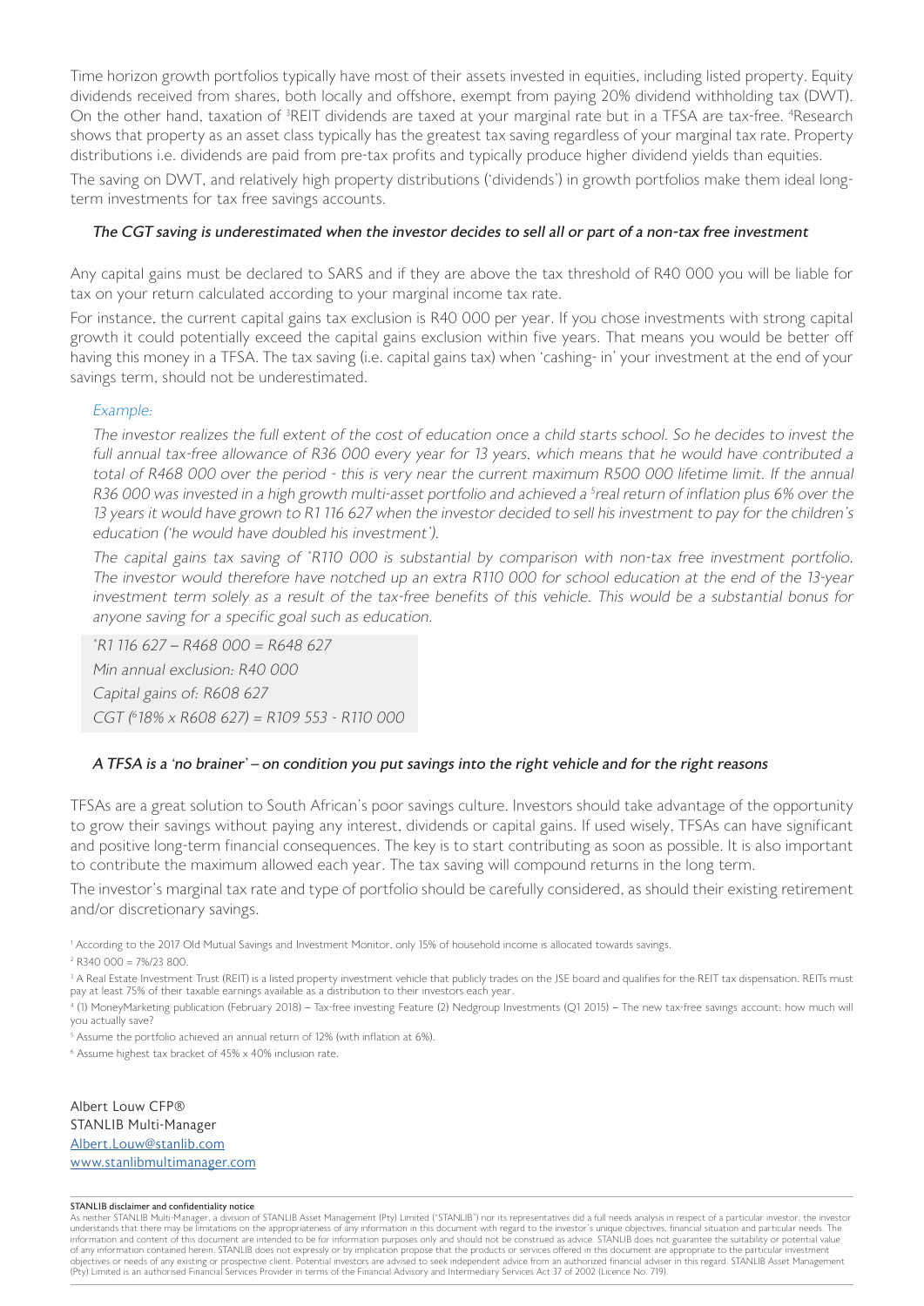Time horizon growth portfolios typically have most of their assets invested in equities, including listed property. Equity dividends received from shares, both locally and offshore, exempt from paying 20% dividend withholding tax (DWT). On the other hand, taxation of [3]REIT dividends are taxed at your marginal rate but in a TFSA are tax-free. [4]Research shows that property as an asset class typically has the greatest tax saving regardless of your marginal tax rate. Property distributions i.e. dividends are paid from pre-tax profits and typically produce higher dividend yields than equities.

The saving on DWT, and relatively high property distributions ('dividends') in growth portfolios make them ideal long-term investments for tax free savings accounts.

### *The CGT saving is underestimated when the investor decides to sell all or part of a non-tax free investment*

Any capital gains must be declared to SARS and if they are above the tax threshold of R40 000 you will be liable for tax on your return calculated according to your marginal income tax rate.

For instance, the current capital gains tax exclusion is R40 000 per year. If you chose investments with strong capital growth it could potentially exceed the capital gains exclusion within five years. That means you would be better off having this money in a TFSA. The tax saving (i.e. capital gains tax) when 'cashing- in' your investment at the end of your savings term, should not be underestimated.

*Example:*

*The investor realizes the full extent of the cost of education once a child starts school. So he decides to invest the full annual tax-free allowance of R36 000 every year for 13 years, which means that he would have contributed a total of R468 000 over the period - this is very near the current maximum R500 000 lifetime limit. If the annual R36 000 was invested in a high growth multi-asset portfolio and achieved a [5]real return of inflation plus 6% over the 13 years it would have grown to R1 116 627 when the investor decided to sell his investment to pay for the children's education ('he would have doubled his investment').*

*The capital gains tax saving of \*R110 000 is substantial by comparison with non-tax free investment portfolio. The investor would therefore have notched up an extra R110 000 for school education at the end of the 13-year investment term solely as a result of the tax-free benefits of this vehicle. This would be a substantial bonus for anyone saving for a specific goal such as education.*

*\*R1 116 627 – R468 000 = R648 627*
*Min annual exclusion: R40 000*
*Capital gains of: R608 627*
*CGT ([6]18% x R608 627) = R109 553 ~ R110 000*

### *A TFSA is a 'no brainer' – on condition you put savings into the right vehicle and for the right reasons*

TFSAs are a great solution to South African's poor savings culture. Investors should take advantage of the opportunity to grow their savings without paying any interest, dividends or capital gains. If used wisely, TFSAs can have significant and positive long-term financial consequences. The key is to start contributing as soon as possible. It is also important to contribute the maximum allowed each year. The tax saving will compound returns in the long term.

The investor's marginal tax rate and type of portfolio should be carefully considered, as should their existing retirement and/or discretionary savings.

[1] According to the 2017 Old Mutual Savings and Investment Monitor, only 15% of household income is allocated towards savings.

[2] R340 000 = 7%/23 800.

[3] A Real Estate Investment Trust (REIT) is a listed property investment vehicle that publicly trades on the JSE board and qualifies for the REIT tax dispensation. REITs must pay at least 75% of their taxable earnings available as a distribution to their investors each year.

[4] (1) MoneyMarketing publication (February 2018) – Tax-free investing Feature (2) Nedgroup Investments (Q1 2015) – The new tax-free savings account: how much will you actually save?

[5] Assume the portfolio achieved an annual return of 12% (with inflation at 6%).

[6] Assume highest tax bracket of 45% x 40% inclusion rate.

Albert Louw CFP®
STANLIB Multi-Manager
Albert.Louw@stanlib.com
www.stanlibmultimanager.com

**STANLIB disclaimer and confidentiality notice**
As neither STANLIB Multi-Manager, a division of STANLIB Asset Management (Pty) Limited ("STANLIB") nor its representatives did a full needs analysis in respect of a particular investor, the investor understands that there may be limitations on the appropriateness of any information in this document with regard to the investor's unique objectives, financial situation and particular needs. The information and content of this document are intended to be for information purposes only and should not be construed as advice. STANLIB does not guarantee the suitability or potential value of any information contained herein. STANLIB does not expressly or by implication propose that the products or services offered in this document are appropriate to the particular investment objectives or needs of any existing or prospective client. Potential investors are advised to seek independent advice from an authorized financial adviser in this regard. STANLIB Asset Management (Pty) Limited is an authorised Financial Services Provider in terms of the Financial Advisory and Intermediary Services Act 37 of 2002 (Licence No. 719).